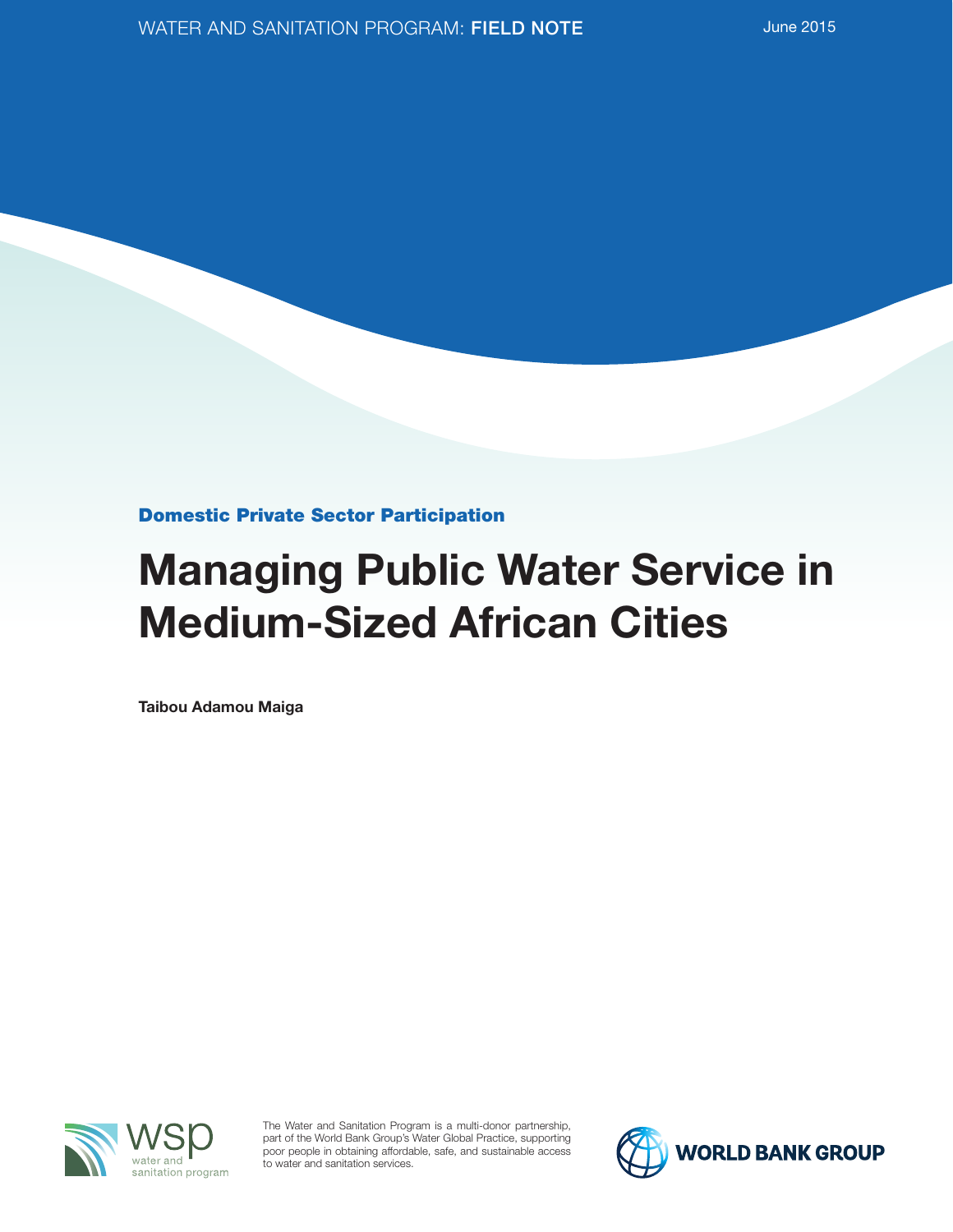WATER AND SANITATION PROGRAM: **FIELD NOTE**

June 2015

**Domestic Private Sector Participation**

# Managing Public Water Service in Medium-Sized African Cities

**Taibou Adamou Maiga**

wsp water and sanitation program

The Water and Sanitation Program is a multi-donor partnership, part of the World Bank Group's Water Global Practice, supporting poor people in obtaining affordable, safe, and sustainable access to water and sanitation services.

WORLD BANK GROUP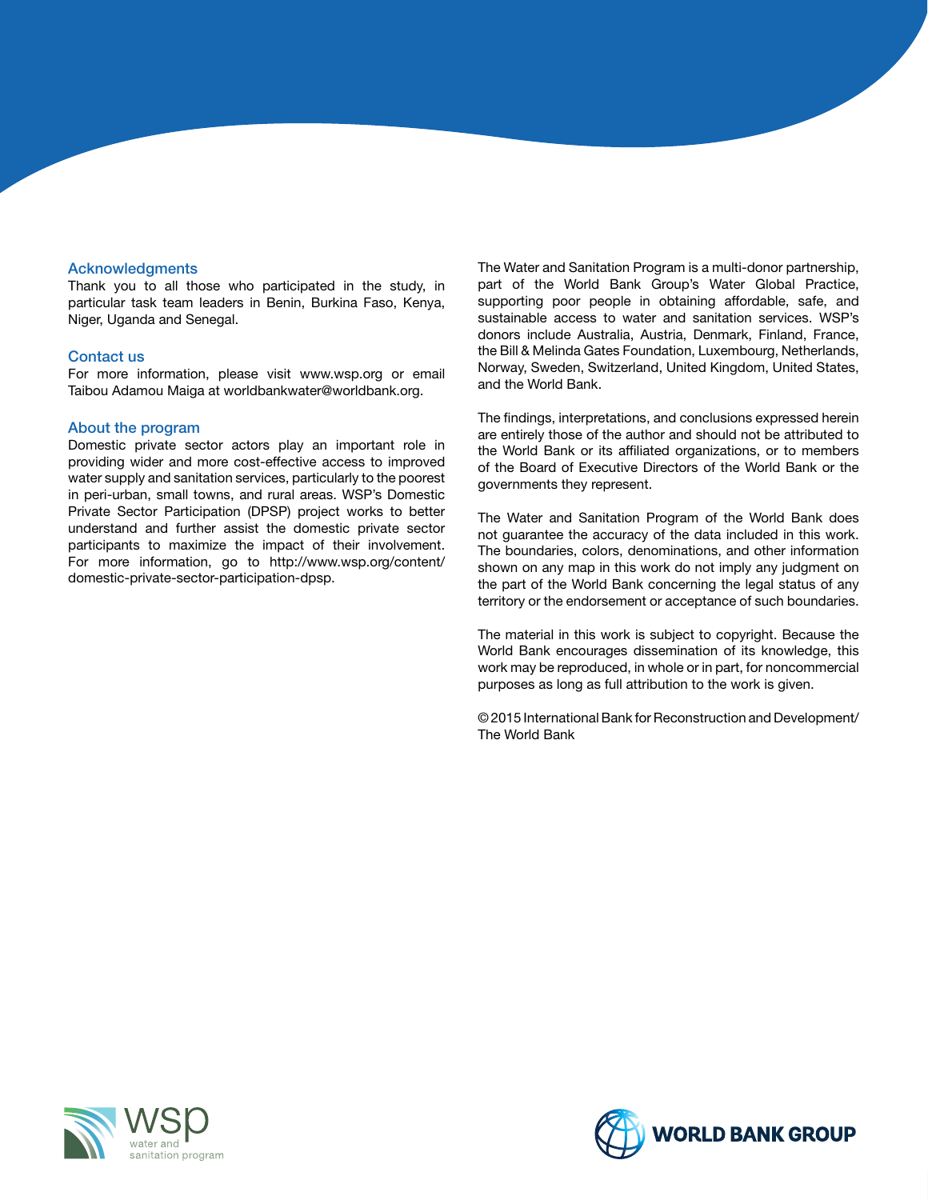## Acknowledgments

Thank you to all those who participated in the study, in particular task team leaders in Benin, Burkina Faso, Kenya, Niger, Uganda and Senegal.

## Contact us

For more information, please visit www.wsp.org or email Taibou Adamou Maiga at worldbankwater@worldbank.org.

## About the program

Domestic private sector actors play an important role in providing wider and more cost-effective access to improved water supply and sanitation services, particularly to the poorest in peri-urban, small towns, and rural areas. WSP's Domestic Private Sector Participation (DPSP) project works to better understand and further assist the domestic private sector participants to maximize the impact of their involvement. For more information, go to http://www.wsp.org/content/domestic-private-sector-participation-dpsp.

The Water and Sanitation Program is a multi-donor partnership, part of the World Bank Group's Water Global Practice, supporting poor people in obtaining affordable, safe, and sustainable access to water and sanitation services. WSP's donors include Australia, Austria, Denmark, Finland, France, the Bill & Melinda Gates Foundation, Luxembourg, Netherlands, Norway, Sweden, Switzerland, United Kingdom, United States, and the World Bank.

The findings, interpretations, and conclusions expressed herein are entirely those of the author and should not be attributed to the World Bank or its affiliated organizations, or to members of the Board of Executive Directors of the World Bank or the governments they represent.

The Water and Sanitation Program of the World Bank does not guarantee the accuracy of the data included in this work. The boundaries, colors, denominations, and other information shown on any map in this work do not imply any judgment on the part of the World Bank concerning the legal status of any territory or the endorsement or acceptance of such boundaries.

The material in this work is subject to copyright. Because the World Bank encourages dissemination of its knowledge, this work may be reproduced, in whole or in part, for noncommercial purposes as long as full attribution to the work is given.

© 2015 International Bank for Reconstruction and Development/ The World Bank

wsp water and sanitation program

WORLD BANK GROUP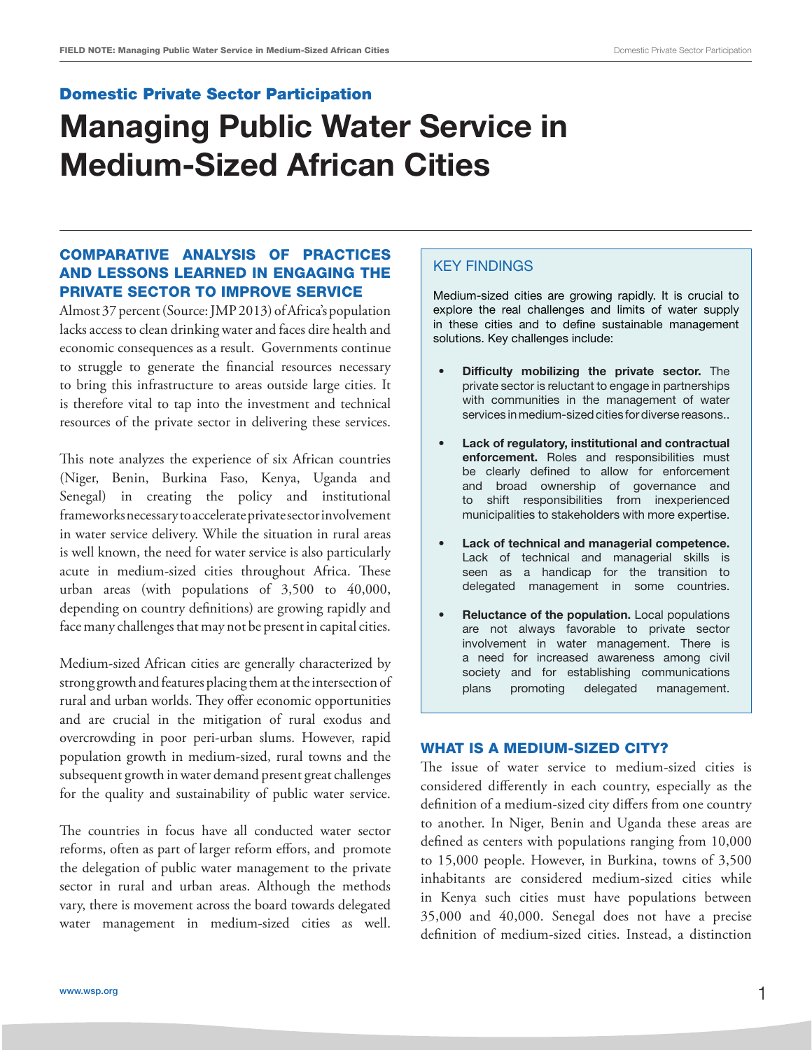## Domestic Private Sector Participation

# Managing Public Water Service in Medium-Sized African Cities

### COMPARATIVE ANALYSIS OF PRACTICES AND LESSONS LEARNED IN ENGAGING THE PRIVATE SECTOR TO IMPROVE SERVICE

Almost 37 percent (Source: JMP 2013) of Africa's population lacks access to clean drinking water and faces dire health and economic consequences as a result. Governments continue to struggle to generate the financial resources necessary to bring this infrastructure to areas outside large cities. It is therefore vital to tap into the investment and technical resources of the private sector in delivering these services.

This note analyzes the experience of six African countries (Niger, Benin, Burkina Faso, Kenya, Uganda and Senegal) in creating the policy and institutional frameworks necessary to accelerate private sector involvement in water service delivery. While the situation in rural areas is well known, the need for water service is also particularly acute in medium-sized cities throughout Africa. These urban areas (with populations of 3,500 to 40,000, depending on country definitions) are growing rapidly and face many challenges that may not be present in capital cities.

Medium-sized African cities are generally characterized by strong growth and features placing them at the intersection of rural and urban worlds. They offer economic opportunities and are crucial in the mitigation of rural exodus and overcrowding in poor peri-urban slums. However, rapid population growth in medium-sized, rural towns and the subsequent growth in water demand present great challenges for the quality and sustainability of public water service.

The countries in focus have all conducted water sector reforms, often as part of larger reform effors, and promote the delegation of public water management to the private sector in rural and urban areas. Although the methods vary, there is movement across the board towards delegated water management in medium-sized cities as well.

### KEY FINDINGS

Medium-sized cities are growing rapidly. It is crucial to explore the real challenges and limits of water supply in these cities and to define sustainable management solutions. Key challenges include:

- **Difficulty mobilizing the private sector.** The private sector is reluctant to engage in partnerships with communities in the management of water services in medium-sized cities for diverse reasons..
- **Lack of regulatory, institutional and contractual enforcement.** Roles and responsibilities must be clearly defined to allow for enforcement and broad ownership of governance and to shift responsibilities from inexperienced municipalities to stakeholders with more expertise.
- **Lack of technical and managerial competence.** Lack of technical and managerial skills is seen as a handicap for the transition to delegated management in some countries.
- **Reluctance of the population.** Local populations are not always favorable to private sector involvement in water management. There is a need for increased awareness among civil society and for establishing communications plans promoting delegated management.

### WHAT IS A MEDIUM-SIZED CITY?

The issue of water service to medium-sized cities is considered differently in each country, especially as the definition of a medium-sized city differs from one country to another. In Niger, Benin and Uganda these areas are defined as centers with populations ranging from 10,000 to 15,000 people. However, in Burkina, towns of 3,500 inhabitants are considered medium-sized cities while in Kenya such cities must have populations between 35,000 and 40,000. Senegal does not have a precise definition of medium-sized cities. Instead, a distinction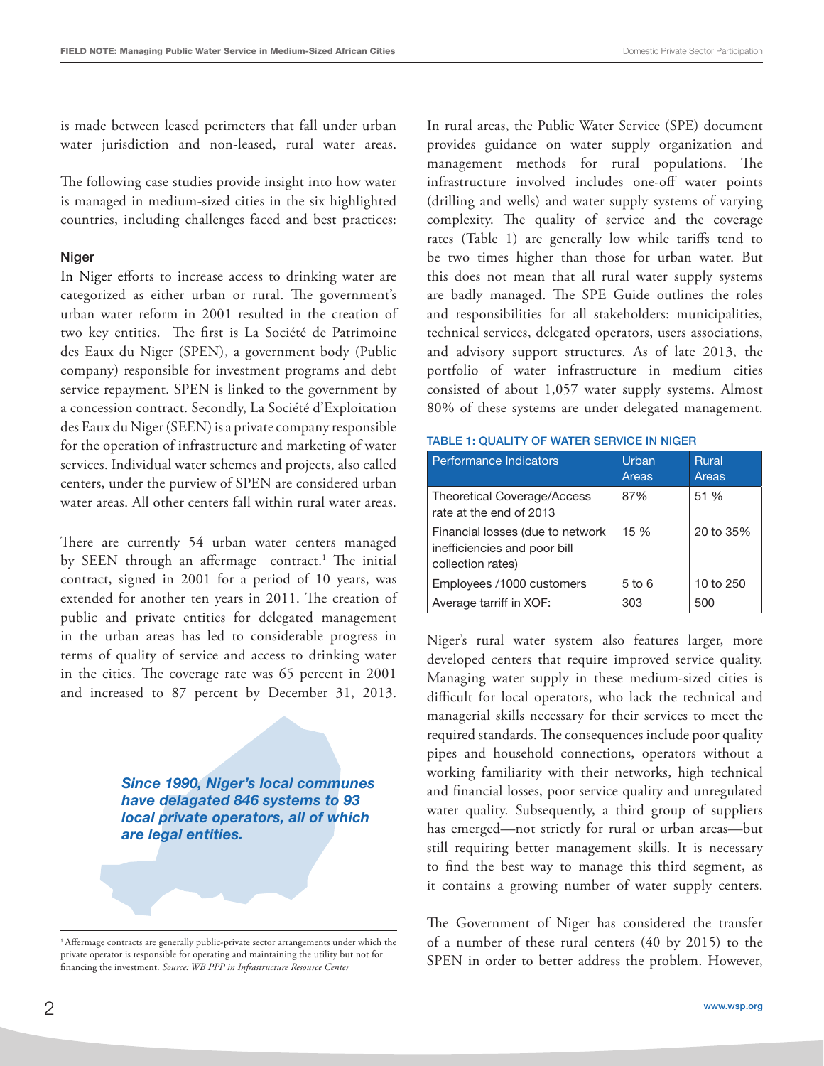is made between leased perimeters that fall under urban water jurisdiction and non-leased, rural water areas.

The following case studies provide insight into how water is managed in medium-sized cities in the six highlighted countries, including challenges faced and best practices:

### Niger

In Niger efforts to increase access to drinking water are categorized as either urban or rural. The government's urban water reform in 2001 resulted in the creation of two key entities. The first is La Société de Patrimoine des Eaux du Niger (SPEN), a government body (Public company) responsible for investment programs and debt service repayment. SPEN is linked to the government by a concession contract. Secondly, La Société d'Exploitation des Eaux du Niger (SEEN) is a private company responsible for the operation of infrastructure and marketing of water services. Individual water schemes and projects, also called centers, under the purview of SPEN are considered urban water areas. All other centers fall within rural water areas.

There are currently 54 urban water centers managed by SEEN through an affermage contract.[1] The initial contract, signed in 2001 for a period of 10 years, was extended for another ten years in 2011. The creation of public and private entities for delegated management in the urban areas has led to considerable progress in terms of quality of service and access to drinking water in the cities. The coverage rate was 65 percent in 2001 and increased to 87 percent by December 31, 2013.

*Since 1990, Niger's local communes have delagated 846 systems to 93 local private operators, all of which are legal entities.*

In rural areas, the Public Water Service (SPE) document provides guidance on water supply organization and management methods for rural populations. The infrastructure involved includes one-off water points (drilling and wells) and water supply systems of varying complexity. The quality of service and the coverage rates (Table 1) are generally low while tariffs tend to be two times higher than those for urban water. But this does not mean that all rural water supply systems are badly managed. The SPE Guide outlines the roles and responsibilities for all stakeholders: municipalities, technical services, delegated operators, users associations, and advisory support structures. As of late 2013, the portfolio of water infrastructure in medium cities consisted of about 1,057 water supply systems. Almost 80% of these systems are under delegated management.

**TABLE 1: QUALITY OF WATER SERVICE IN NIGER**

| Performance Indicators | Urban Areas | Rural Areas |
|---|---|---|
| Theoretical Coverage/Access rate at the end of 2013 | 87% | 51 % |
| Financial losses (due to network inefficiencies and poor bill collection rates) | 15 % | 20 to 35% |
| Employees /1000 customers | 5 to 6 | 10 to 250 |
| Average tarriff in XOF: | 303 | 500 |

Niger's rural water system also features larger, more developed centers that require improved service quality. Managing water supply in these medium-sized cities is difficult for local operators, who lack the technical and managerial skills necessary for their services to meet the required standards. The consequences include poor quality pipes and household connections, operators without a working familiarity with their networks, high technical and financial losses, poor service quality and unregulated water quality. Subsequently, a third group of suppliers has emerged—not strictly for rural or urban areas—but still requiring better management skills. It is necessary to find the best way to manage this third segment, as it contains a growing number of water supply centers.

The Government of Niger has considered the transfer of a number of these rural centers (40 by 2015) to the SPEN in order to better address the problem. However,

[1] Affermage contracts are generally public-private sector arrangements under which the private operator is responsible for operating and maintaining the utility but not for financing the investment. *Source: WB PPP in Infrastructure Resource Center*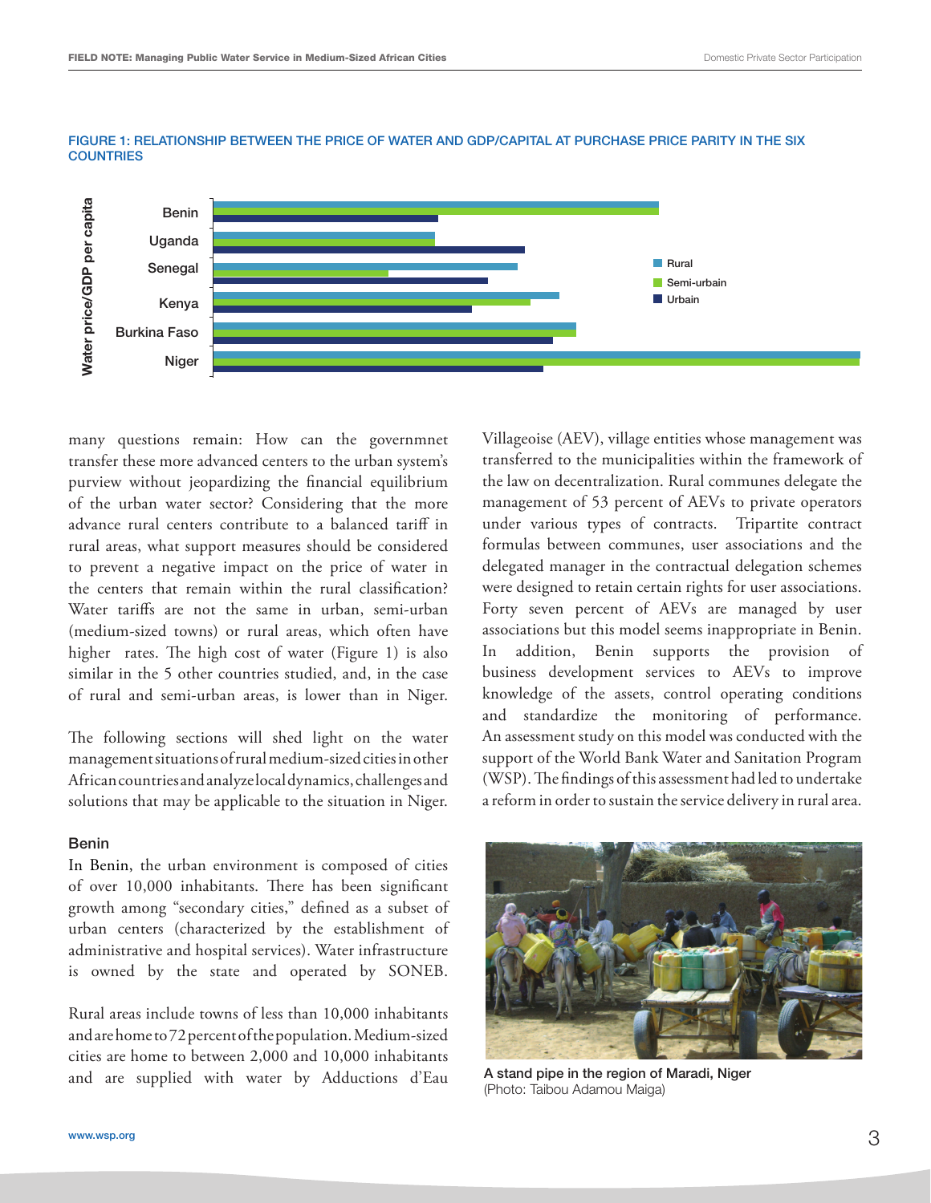FIGURE 1: RELATIONSHIP BETWEEN THE PRICE OF WATER AND GDP/CAPITAL AT PURCHASE PRICE PARITY IN THE SIX COUNTRIES

many questions remain: How can the governmnet transfer these more advanced centers to the urban system's purview without jeopardizing the financial equilibrium of the urban water sector? Considering that the more advance rural centers contribute to a balanced tariff in rural areas, what support measures should be considered to prevent a negative impact on the price of water in the centers that remain within the rural classification? Water tariffs are not the same in urban, semi-urban (medium-sized towns) or rural areas, which often have higher rates. The high cost of water (Figure 1) is also similar in the 5 other countries studied, and, in the case of rural and semi-urban areas, is lower than in Niger.

The following sections will shed light on the water management situations of rural medium-sized cities in other African countries and analyze local dynamics, challenges and solutions that may be applicable to the situation in Niger.

### Benin

In Benin, the urban environment is composed of cities of over 10,000 inhabitants. There has been significant growth among "secondary cities," defined as a subset of urban centers (characterized by the establishment of administrative and hospital services). Water infrastructure is owned by the state and operated by SONEB.

Rural areas include towns of less than 10,000 inhabitants and are home to 72 percent of the population. Medium-sized cities are home to between 2,000 and 10,000 inhabitants and are supplied with water by Adductions d'Eau Villageoise (AEV), village entities whose management was transferred to the municipalities within the framework of the law on decentralization. Rural communes delegate the management of 53 percent of AEVs to private operators under various types of contracts. Tripartite contract formulas between communes, user associations and the delegated manager in the contractual delegation schemes were designed to retain certain rights for user associations. Forty seven percent of AEVs are managed by user associations but this model seems inappropriate in Benin. In addition, Benin supports the provision of business development services to AEVs to improve knowledge of the assets, control operating conditions and standardize the monitoring of performance. An assessment study on this model was conducted with the support of the World Bank Water and Sanitation Program (WSP). The findings of this assessment had led to undertake a reform in order to sustain the service delivery in rural area.

A stand pipe in the region of Maradi, Niger
(Photo: Taibou Adamou Maiga)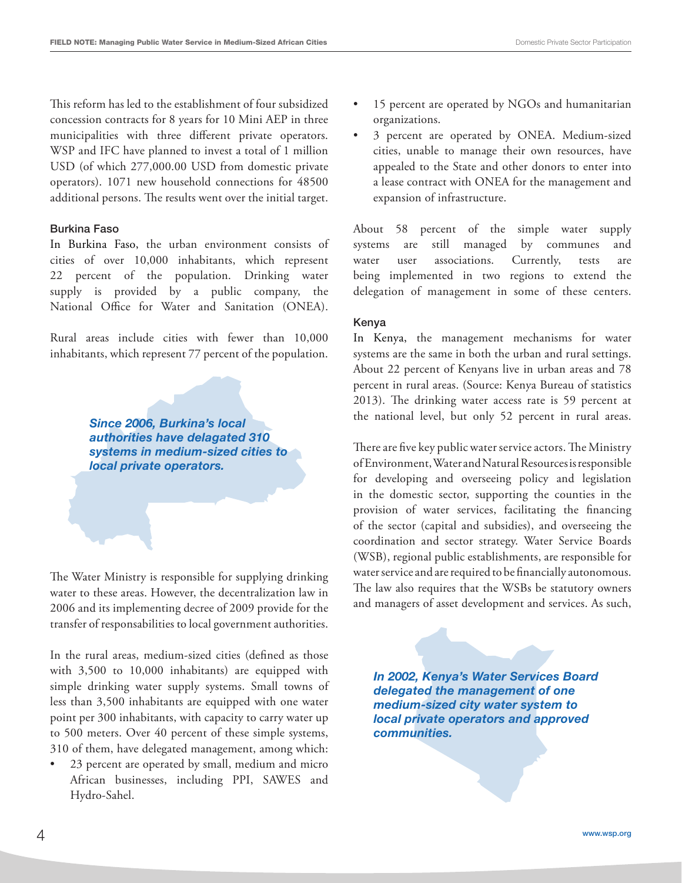This reform has led to the establishment of four subsidized concession contracts for 8 years for 10 Mini AEP in three municipalities with three different private operators. WSP and IFC have planned to invest a total of 1 million USD (of which 277,000.00 USD from domestic private operators). 1071 new household connections for 48500 additional persons. The results went over the initial target.

### Burkina Faso

In Burkina Faso, the urban environment consists of cities of over 10,000 inhabitants, which represent 22 percent of the population. Drinking water supply is provided by a public company, the National Office for Water and Sanitation (ONEA).

Rural areas include cities with fewer than 10,000 inhabitants, which represent 77 percent of the population.

***Since 2006, Burkina's local authorities have delagated 310 systems in medium-sized cities to local private operators.***

The Water Ministry is responsible for supplying drinking water to these areas. However, the decentralization law in 2006 and its implementing decree of 2009 provide for the transfer of responsabilities to local government authorities.

In the rural areas, medium-sized cities (defined as those with 3,500 to 10,000 inhabitants) are equipped with simple drinking water supply systems. Small towns of less than 3,500 inhabitants are equipped with one water point per 300 inhabitants, with capacity to carry water up to 500 meters. Over 40 percent of these simple systems, 310 of them, have delegated management, among which:

- 23 percent are operated by small, medium and micro African businesses, including PPI, SAWES and Hydro-Sahel.
- 15 percent are operated by NGOs and humanitarian organizations.
- 3 percent are operated by ONEA. Medium-sized cities, unable to manage their own resources, have appealed to the State and other donors to enter into a lease contract with ONEA for the management and expansion of infrastructure.

About 58 percent of the simple water supply systems are still managed by communes and water user associations. Currently, tests are being implemented in two regions to extend the delegation of management in some of these centers.

### Kenya

In Kenya, the management mechanisms for water systems are the same in both the urban and rural settings. About 22 percent of Kenyans live in urban areas and 78 percent in rural areas. (Source: Kenya Bureau of statistics 2013). The drinking water access rate is 59 percent at the national level, but only 52 percent in rural areas.

There are five key public water service actors. The Ministry of Environment, Water and Natural Resources is responsible for developing and overseeing policy and legislation in the domestic sector, supporting the counties in the provision of water services, facilitating the financing of the sector (capital and subsidies), and overseeing the coordination and sector strategy. Water Service Boards (WSB), regional public establishments, are responsible for water service and are required to be financially autonomous. The law also requires that the WSBs be statutory owners and managers of asset development and services. As such,

***In 2002, Kenya's Water Services Board delegated the management of one medium-sized city water system to local private operators and approved communities.***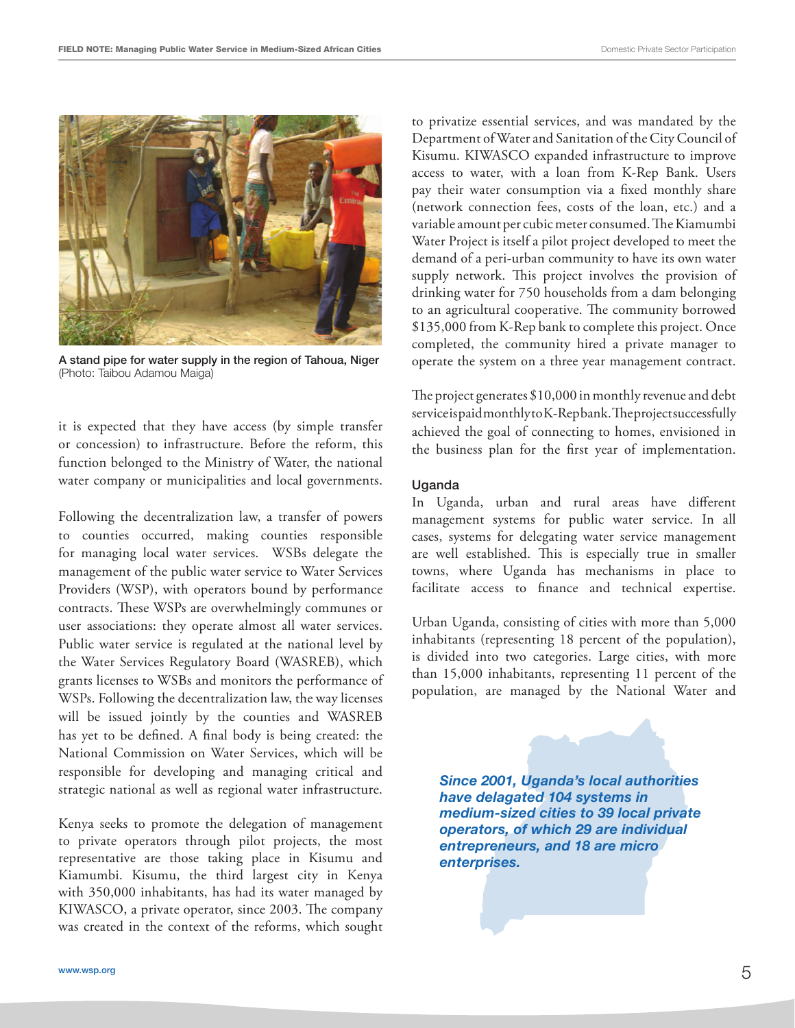A stand pipe for water supply in the region of Tahoua, Niger (Photo: Taibou Adamou Maiga)

it is expected that they have access (by simple transfer or concession) to infrastructure. Before the reform, this function belonged to the Ministry of Water, the national water company or municipalities and local governments.

Following the decentralization law, a transfer of powers to counties occurred, making counties responsible for managing local water services. WSBs delegate the management of the public water service to Water Services Providers (WSP), with operators bound by performance contracts. These WSPs are overwhelmingly communes or user associations: they operate almost all water services. Public water service is regulated at the national level by the Water Services Regulatory Board (WASREB), which grants licenses to WSBs and monitors the performance of WSPs. Following the decentralization law, the way licenses will be issued jointly by the counties and WASREB has yet to be defined. A final body is being created: the National Commission on Water Services, which will be responsible for developing and managing critical and strategic national as well as regional water infrastructure.

Kenya seeks to promote the delegation of management to private operators through pilot projects, the most representative are those taking place in Kisumu and Kiamumbi. Kisumu, the third largest city in Kenya with 350,000 inhabitants, has had its water managed by KIWASCO, a private operator, since 2003. The company was created in the context of the reforms, which sought to privatize essential services, and was mandated by the Department of Water and Sanitation of the City Council of Kisumu. KIWASCO expanded infrastructure to improve access to water, with a loan from K-Rep Bank. Users pay their water consumption via a fixed monthly share (network connection fees, costs of the loan, etc.) and a variable amount per cubic meter consumed. The Kiamumbi Water Project is itself a pilot project developed to meet the demand of a peri-urban community to have its own water supply network. This project involves the provision of drinking water for 750 households from a dam belonging to an agricultural cooperative. The community borrowed $135,000 from K-Rep bank to complete this project. Once completed, the community hired a private manager to operate the system on a three year management contract.

The project generates $10,000 in monthly revenue and debt service is paid monthly to K-Rep bank. The project successfully achieved the goal of connecting to homes, envisioned in the business plan for the first year of implementation.

### Uganda

In Uganda, urban and rural areas have different management systems for public water service. In all cases, systems for delegating water service management are well established. This is especially true in smaller towns, where Uganda has mechanisms in place to facilitate access to finance and technical expertise.

Urban Uganda, consisting of cities with more than 5,000 inhabitants (representing 18 percent of the population), is divided into two categories. Large cities, with more than 15,000 inhabitants, representing 11 percent of the population, are managed by the National Water and

***Since 2001, Uganda's local authorities have delagated 104 systems in medium-sized cities to 39 local private operators, of which 29 are individual entrepreneurs, and 18 are micro enterprises.***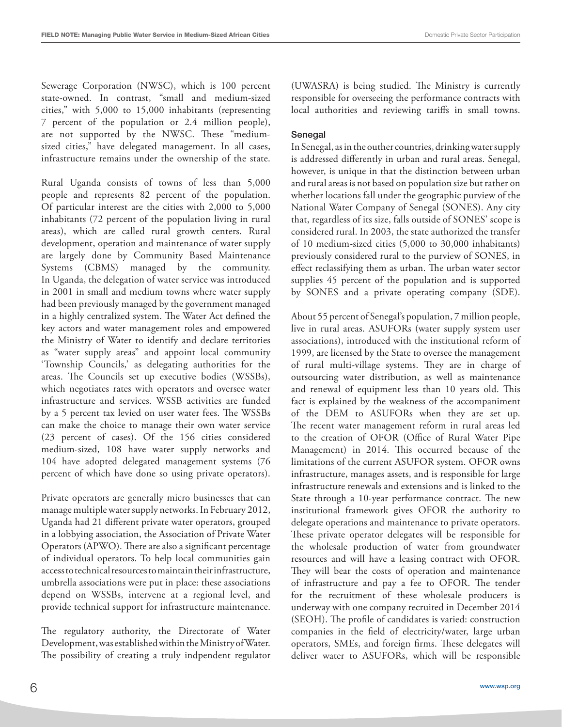Sewerage Corporation (NWSC), which is 100 percent state-owned. In contrast, "small and medium-sized cities," with 5,000 to 15,000 inhabitants (representing 7 percent of the population or 2.4 million people), are not supported by the NWSC. These "medium-sized cities," have delegated management. In all cases, infrastructure remains under the ownership of the state.

Rural Uganda consists of towns of less than 5,000 people and represents 82 percent of the population. Of particular interest are the cities with 2,000 to 5,000 inhabitants (72 percent of the population living in rural areas), which are called rural growth centers. Rural development, operation and maintenance of water supply are largely done by Community Based Maintenance Systems (CBMS) managed by the community. In Uganda, the delegation of water service was introduced in 2001 in small and medium towns where water supply had been previously managed by the government managed in a highly centralized system. The Water Act defined the key actors and water management roles and empowered the Ministry of Water to identify and declare territories as "water supply areas" and appoint local community 'Township Councils,' as delegating authorities for the areas. The Councils set up executive bodies (WSSBs), which negotiates rates with operators and oversee water infrastructure and services. WSSB activities are funded by a 5 percent tax levied on user water fees. The WSSBs can make the choice to manage their own water service (23 percent of cases). Of the 156 cities considered medium-sized, 108 have water supply networks and 104 have adopted delegated management systems (76 percent of which have done so using private operators).

Private operators are generally micro businesses that can manage multiple water supply networks. In February 2012, Uganda had 21 different private water operators, grouped in a lobbying association, the Association of Private Water Operators (APWO). There are also a significant percentage of individual operators. To help local communities gain access to technical resources to maintain their infrastructure, umbrella associations were put in place: these associations depend on WSSBs, intervene at a regional level, and provide technical support for infrastructure maintenance.

The regulatory authority, the Directorate of Water Development, was established within the Ministry of Water. The possibility of creating a truly indpendent regulator (UWASRA) is being studied. The Ministry is currently responsible for overseeing the performance contracts with local authorities and reviewing tariffs in small towns.

### Senegal

In Senegal, as in the outher countries, drinking water supply is addressed differently in urban and rural areas. Senegal, however, is unique in that the distinction between urban and rural areas is not based on population size but rather on whether locations fall under the geographic purview of the National Water Company of Senegal (SONES). Any city that, regardless of its size, falls outside of SONES' scope is considered rural. In 2003, the state authorized the transfer of 10 medium-sized cities (5,000 to 30,000 inhabitants) previously considered rural to the purview of SONES, in effect reclassifying them as urban. The urban water sector supplies 45 percent of the population and is supported by SONES and a private operating company (SDE).

About 55 percent of Senegal's population, 7 million people, live in rural areas. ASUFORs (water supply system user associations), introduced with the institutional reform of 1999, are licensed by the State to oversee the management of rural multi-village systems. They are in charge of outsourcing water distribution, as well as maintenance and renewal of equipment less than 10 years old. This fact is explained by the weakness of the accompaniment of the DEM to ASUFORs when they are set up. The recent water management reform in rural areas led to the creation of OFOR (Office of Rural Water Pipe Management) in 2014. This occurred because of the limitations of the current ASUFOR system. OFOR owns infrastructure, manages assets, and is responsible for large infrastructure renewals and extensions and is linked to the State through a 10-year performance contract. The new institutional framework gives OFOR the authority to delegate operations and maintenance to private operators. These private operator delegates will be responsible for the wholesale production of water from groundwater resources and will have a leasing contract with OFOR. They will bear the costs of operation and maintenance of infrastructure and pay a fee to OFOR. The tender for the recruitment of these wholesale producers is underway with one company recruited in December 2014 (SEOH). The profile of candidates is varied: construction companies in the field of electricity/water, large urban operators, SMEs, and foreign firms. These delegates will deliver water to ASUFORs, which will be responsible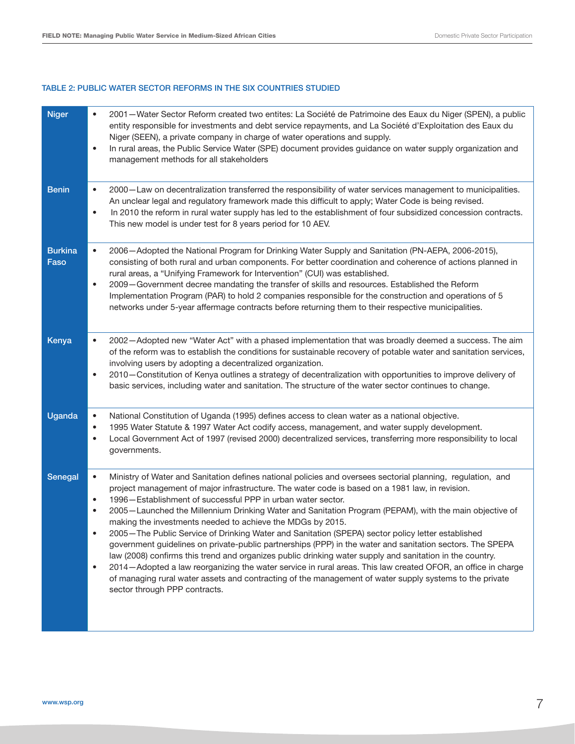### TABLE 2: PUBLIC WATER SECTOR REFORMS IN THE SIX COUNTRIES STUDIED

| Country | Reforms |
|---|---|
| Niger | • 2001—Water Sector Reform created two entites: La Société de Patrimoine des Eaux du Niger (SPEN), a public entity responsible for investments and debt service repayments, and La Société d'Exploitation des Eaux du Niger (SEEN), a private company in charge of water operations and supply.<br>• In rural areas, the Public Service Water (SPE) document provides guidance on water supply organization and management methods for all stakeholders |
| Benin | • 2000—Law on decentralization transferred the responsibility of water services management to municipalities. An unclear legal and regulatory framework made this difficult to apply; Water Code is being revised.<br>• In 2010 the reform in rural water supply has led to the establishment of four subsidized concession contracts. This new model is under test for 8 years period for 10 AEV. |
| Burkina Faso | • 2006—Adopted the National Program for Drinking Water Supply and Sanitation (PN-AEPA, 2006-2015), consisting of both rural and urban components. For better coordination and coherence of actions planned in rural areas, a "Unifying Framework for Intervention" (CUI) was established.<br>• 2009—Government decree mandating the transfer of skills and resources. Established the Reform Implementation Program (PAR) to hold 2 companies responsible for the construction and operations of 5 networks under 5-year affermage contracts before returning them to their respective municipalities. |
| Kenya | • 2002—Adopted new "Water Act" with a phased implementation that was broadly deemed a success. The aim of the reform was to establish the conditions for sustainable recovery of potable water and sanitation services, involving users by adopting a decentralized organization.<br>• 2010—Constitution of Kenya outlines a strategy of decentralization with opportunities to improve delivery of basic services, including water and sanitation. The structure of the water sector continues to change. |
| Uganda | • National Constitution of Uganda (1995) defines access to clean water as a national objective.<br>• 1995 Water Statute & 1997 Water Act codify access, management, and water supply development.<br>• Local Government Act of 1997 (revised 2000) decentralized services, transferring more responsibility to local governments. |
| Senegal | • Ministry of Water and Sanitation defines national policies and oversees sectorial planning, regulation, and project management of major infrastructure. The water code is based on a 1981 law, in revision.<br>• 1996—Establishment of successful PPP in urban water sector.<br>• 2005—Launched the Millennium Drinking Water and Sanitation Program (PEPAM), with the main objective of making the investments needed to achieve the MDGs by 2015.<br>• 2005—The Public Service of Drinking Water and Sanitation (SPEPA) sector policy letter established government guidelines on private-public partnerships (PPP) in the water and sanitation sectors. The SPEPA law (2008) confirms this trend and organizes public drinking water supply and sanitation in the country.<br>• 2014—Adopted a law reorganizing the water service in rural areas. This law created OFOR, an office in charge of managing rural water assets and contracting of the management of water supply systems to the private sector through PPP contracts. |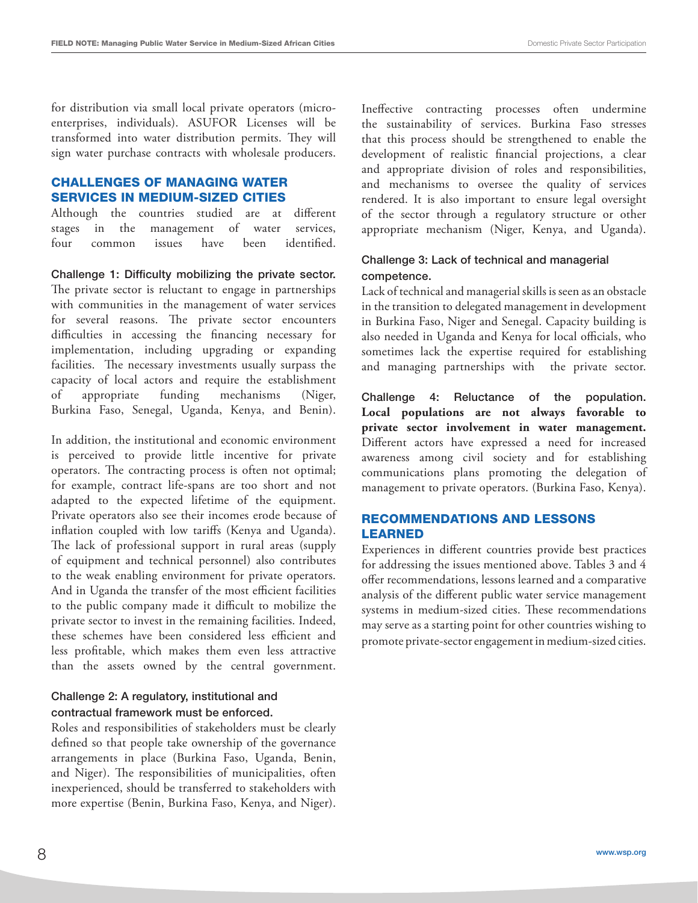for distribution via small local private operators (micro-enterprises, individuals). ASUFOR Licenses will be transformed into water distribution permits. They will sign water purchase contracts with wholesale producers.

## CHALLENGES OF MANAGING WATER SERVICES IN MEDIUM-SIZED CITIES

Although the countries studied are at different stages in the management of water services, four common issues have been identified.

**Challenge 1: Difficulty mobilizing the private sector.** The private sector is reluctant to engage in partnerships with communities in the management of water services for several reasons. The private sector encounters difficulties in accessing the financing necessary for implementation, including upgrading or expanding facilities. The necessary investments usually surpass the capacity of local actors and require the establishment of appropriate funding mechanisms (Niger, Burkina Faso, Senegal, Uganda, Kenya, and Benin).

In addition, the institutional and economic environment is perceived to provide little incentive for private operators. The contracting process is often not optimal; for example, contract life-spans are too short and not adapted to the expected lifetime of the equipment. Private operators also see their incomes erode because of inflation coupled with low tariffs (Kenya and Uganda). The lack of professional support in rural areas (supply of equipment and technical personnel) also contributes to the weak enabling environment for private operators. And in Uganda the transfer of the most efficient facilities to the public company made it difficult to mobilize the private sector to invest in the remaining facilities. Indeed, these schemes have been considered less efficient and less profitable, which makes them even less attractive than the assets owned by the central government.

**Challenge 2: A regulatory, institutional and contractual framework must be enforced.**
Roles and responsibilities of stakeholders must be clearly defined so that people take ownership of the governance arrangements in place (Burkina Faso, Uganda, Benin, and Niger). The responsibilities of municipalities, often inexperienced, should be transferred to stakeholders with more expertise (Benin, Burkina Faso, Kenya, and Niger).

Ineffective contracting processes often undermine the sustainability of services. Burkina Faso stresses that this process should be strengthened to enable the development of realistic financial projections, a clear and appropriate division of roles and responsibilities, and mechanisms to oversee the quality of services rendered. It is also important to ensure legal oversight of the sector through a regulatory structure or other appropriate mechanism (Niger, Kenya, and Uganda).

**Challenge 3: Lack of technical and managerial competence.**
Lack of technical and managerial skills is seen as an obstacle in the transition to delegated management in development in Burkina Faso, Niger and Senegal. Capacity building is also needed in Uganda and Kenya for local officials, who sometimes lack the expertise required for establishing and managing partnerships with the private sector.

**Challenge 4: Reluctance of the population. Local populations are not always favorable to private sector involvement in water management.** Different actors have expressed a need for increased awareness among civil society and for establishing communications plans promoting the delegation of management to private operators. (Burkina Faso, Kenya).

## RECOMMENDATIONS AND LESSONS LEARNED

Experiences in different countries provide best practices for addressing the issues mentioned above. Tables 3 and 4 offer recommendations, lessons learned and a comparative analysis of the different public water service management systems in medium-sized cities. These recommendations may serve as a starting point for other countries wishing to promote private-sector engagement in medium-sized cities.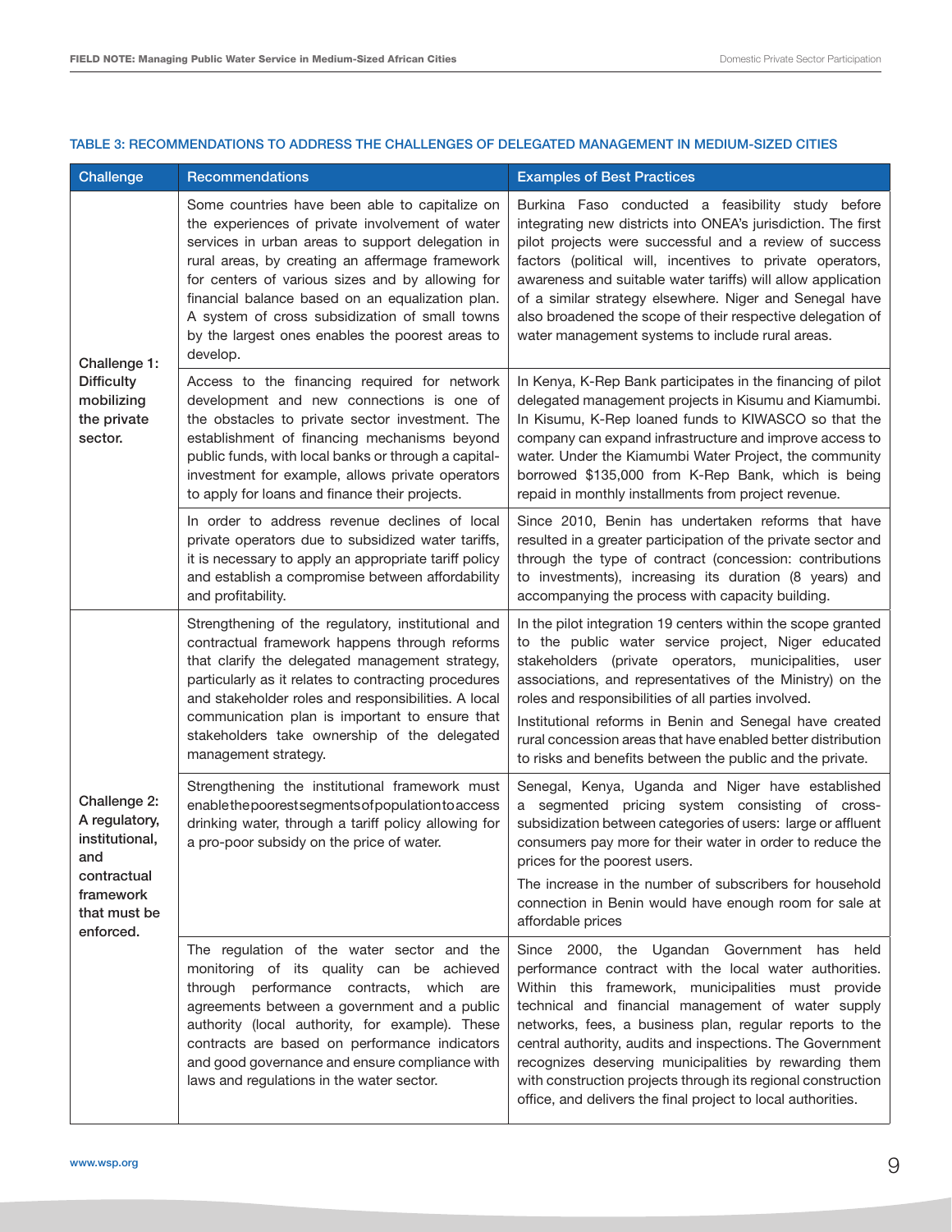### TABLE 3: RECOMMENDATIONS TO ADDRESS THE CHALLENGES OF DELEGATED MANAGEMENT IN MEDIUM-SIZED CITIES

| Challenge | Recommendations | Examples of Best Practices |
|---|---|---|
| Challenge 1: Difficulty mobilizing the private sector. | Some countries have been able to capitalize on the experiences of private involvement of water services in urban areas to support delegation in rural areas, by creating an affermage framework for centers of various sizes and by allowing for financial balance based on an equalization plan. A system of cross subsidization of small towns by the largest ones enables the poorest areas to develop. | Burkina Faso conducted a feasibility study before integrating new districts into ONEA's jurisdiction. The first pilot projects were successful and a review of success factors (political will, incentives to private operators, awareness and suitable water tariffs) will allow application of a similar strategy elsewhere. Niger and Senegal have also broadened the scope of their respective delegation of water management systems to include rural areas. |
| | Access to the financing required for network development and new connections is one of the obstacles to private sector investment. The establishment of financing mechanisms beyond public funds, with local banks or through a capital-investment for example, allows private operators to apply for loans and finance their projects. | In Kenya, K-Rep Bank participates in the financing of pilot delegated management projects in Kisumu and Kiamumbi. In Kisumu, K-Rep loaned funds to KIWASCO so that the company can expand infrastructure and improve access to water. Under the Kiamumbi Water Project, the community borrowed $135,000 from K-Rep Bank, which is being repaid in monthly installments from project revenue. |
| | In order to address revenue declines of local private operators due to subsidized water tariffs, it is necessary to apply an appropriate tariff policy and establish a compromise between affordability and profitability. | Since 2010, Benin has undertaken reforms that have resulted in a greater participation of the private sector and through the type of contract (concession: contributions to investments), increasing its duration (8 years) and accompanying the process with capacity building. |
| Challenge 2: A regulatory, institutional, and contractual framework that must be enforced. | Strengthening of the regulatory, institutional and contractual framework happens through reforms that clarify the delegated management strategy, particularly as it relates to contracting procedures and stakeholder roles and responsibilities. A local communication plan is important to ensure that stakeholders take ownership of the delegated management strategy. | In the pilot integration 19 centers within the scope granted to the public water service project, Niger educated stakeholders (private operators, municipalities, user associations, and representatives of the Ministry) on the roles and responsibilities of all parties involved.<br><br>Institutional reforms in Benin and Senegal have created rural concession areas that have enabled better distribution to risks and benefits between the public and the private. |
| | Strengthening the institutional framework must enable the poorest segments of population to access drinking water, through a tariff policy allowing for a pro-poor subsidy on the price of water. | Senegal, Kenya, Uganda and Niger have established a segmented pricing system consisting of cross-subsidization between categories of users: large or affluent consumers pay more for their water in order to reduce the prices for the poorest users.<br><br>The increase in the number of subscribers for household connection in Benin would have enough room for sale at affordable prices |
| | The regulation of the water sector and the monitoring of its quality can be achieved through performance contracts, which are agreements between a government and a public authority (local authority, for example). These contracts are based on performance indicators and good governance and ensure compliance with laws and regulations in the water sector. | Since 2000, the Ugandan Government has held performance contract with the local water authorities. Within this framework, municipalities must provide technical and financial management of water supply networks, fees, a business plan, regular reports to the central authority, audits and inspections. The Government recognizes deserving municipalities by rewarding them with construction projects through its regional construction office, and delivers the final project to local authorities. |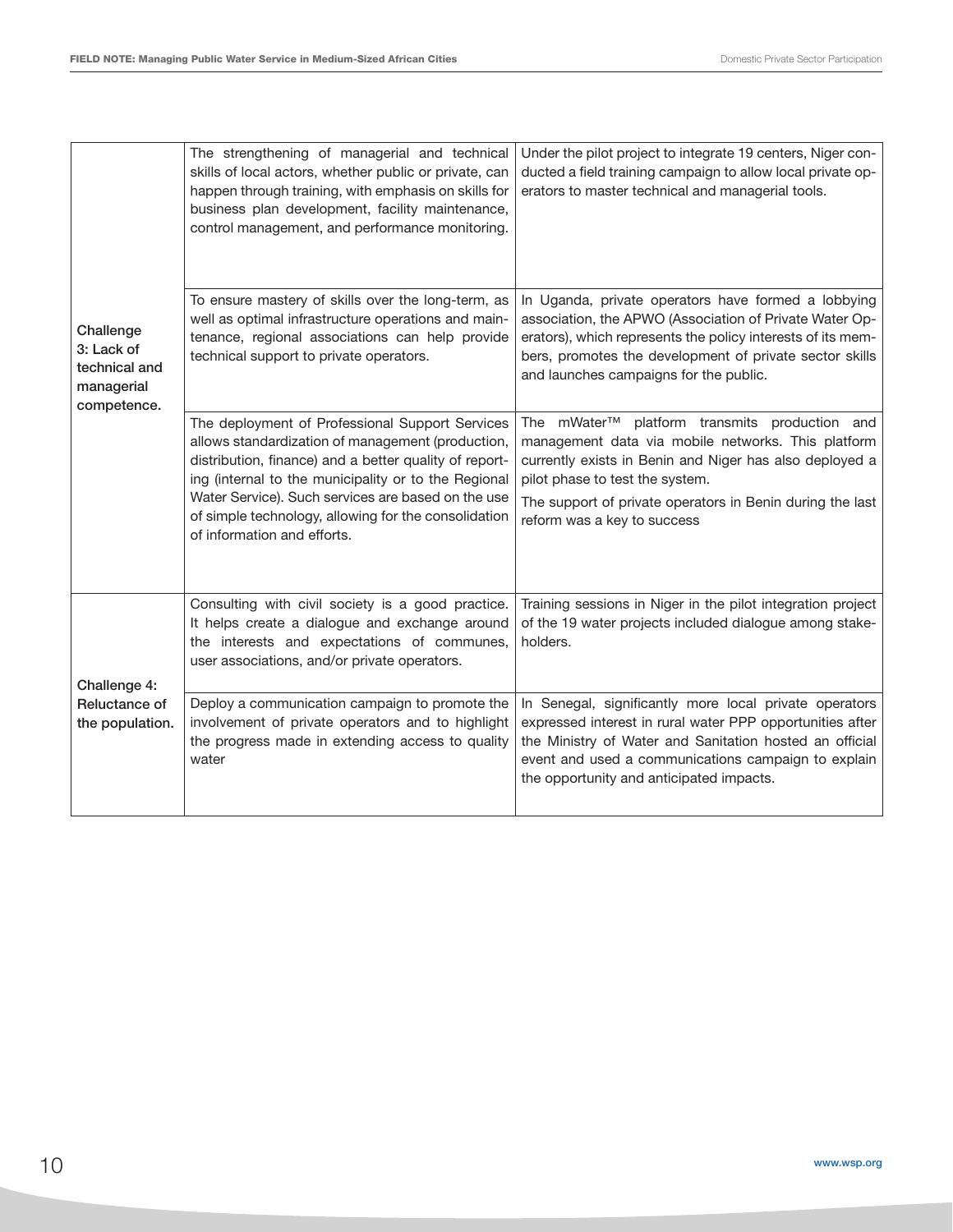| | | |
|---|---|---|
| Challenge 3: Lack of technical and managerial competence. | The strengthening of managerial and technical skills of local actors, whether public or private, can happen through training, with emphasis on skills for business plan development, facility maintenance, control management, and performance monitoring. | Under the pilot project to integrate 19 centers, Niger conducted a field training campaign to allow local private operators to master technical and managerial tools. |
| | To ensure mastery of skills over the long-term, as well as optimal infrastructure operations and maintenance, regional associations can help provide technical support to private operators. | In Uganda, private operators have formed a lobbying association, the APWO (Association of Private Water Operators), which represents the policy interests of its members, promotes the development of private sector skills and launches campaigns for the public. |
| | The deployment of Professional Support Services allows standardization of management (production, distribution, finance) and a better quality of reporting (internal to the municipality or to the Regional Water Service). Such services are based on the use of simple technology, allowing for the consolidation of information and efforts. | The mWater™ platform transmits production and management data via mobile networks. This platform currently exists in Benin and Niger has also deployed a pilot phase to test the system.<br>The support of private operators in Benin during the last reform was a key to success |
| Challenge 4: Reluctance of the population. | Consulting with civil society is a good practice. It helps create a dialogue and exchange around the interests and expectations of communes, user associations, and/or private operators. | Training sessions in Niger in the pilot integration project of the 19 water projects included dialogue among stakeholders. |
| | Deploy a communication campaign to promote the involvement of private operators and to highlight the progress made in extending access to quality water | In Senegal, significantly more local private operators expressed interest in rural water PPP opportunities after the Ministry of Water and Sanitation hosted an official event and used a communications campaign to explain the opportunity and anticipated impacts. |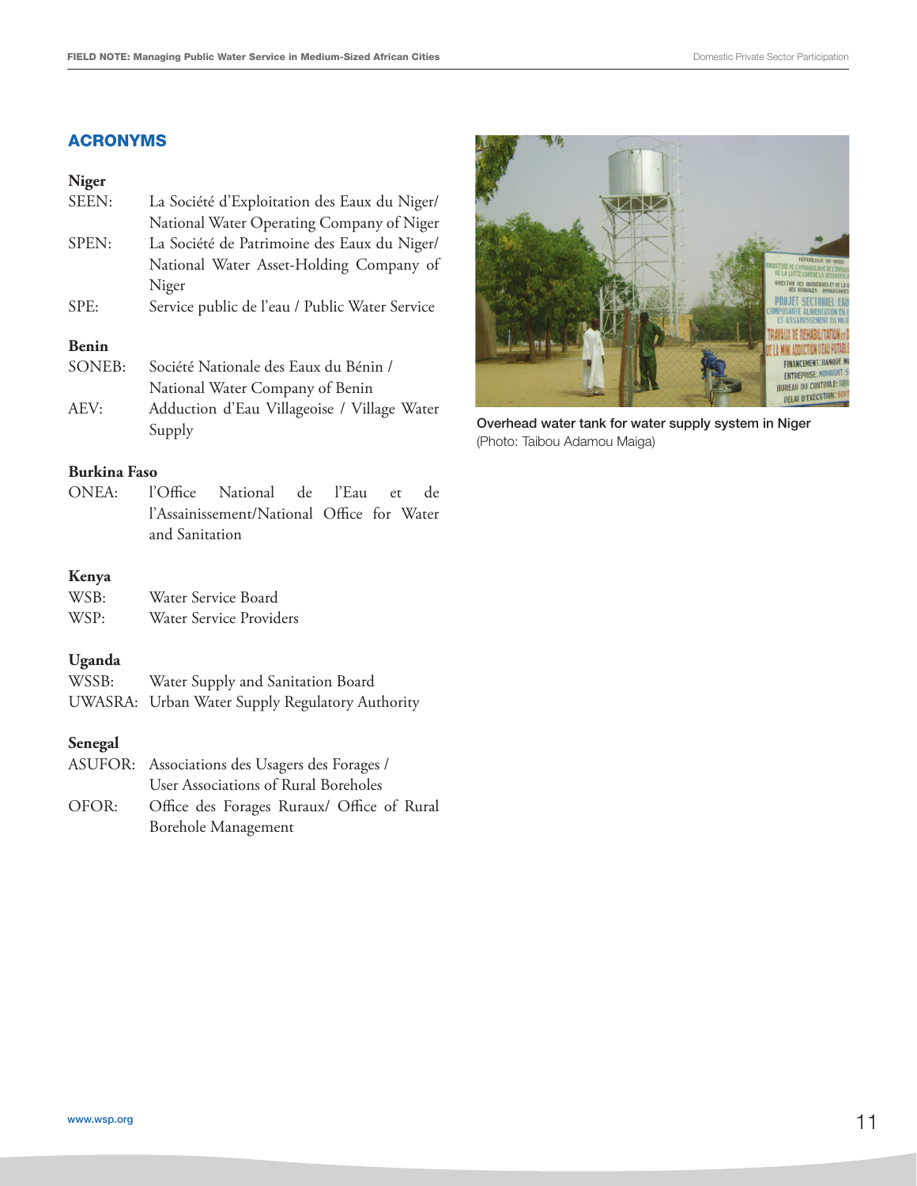## ACRONYMS

**Niger**

SEEN: La Société d'Exploitation des Eaux du Niger/ National Water Operating Company of Niger

SPEN: La Société de Patrimoine des Eaux du Niger/ National Water Asset-Holding Company of Niger

SPE: Service public de l'eau / Public Water Service

**Benin**

SONEB: Société Nationale des Eaux du Bénin / National Water Company of Benin

AEV: Adduction d'Eau Villageoise / Village Water Supply

**Burkina Faso**

ONEA: l'Office National de l'Eau et de l'Assainissement/National Office for Water and Sanitation

**Kenya**

WSB: Water Service Board

WSP: Water Service Providers

**Uganda**

WSSB: Water Supply and Sanitation Board

UWASRA: Urban Water Supply Regulatory Authority

**Senegal**

ASUFOR: Associations des Usagers des Forages / User Associations of Rural Boreholes

OFOR: Office des Forages Ruraux/ Office of Rural Borehole Management

Overhead water tank for water supply system in Niger
(Photo: Taibou Adamou Maiga)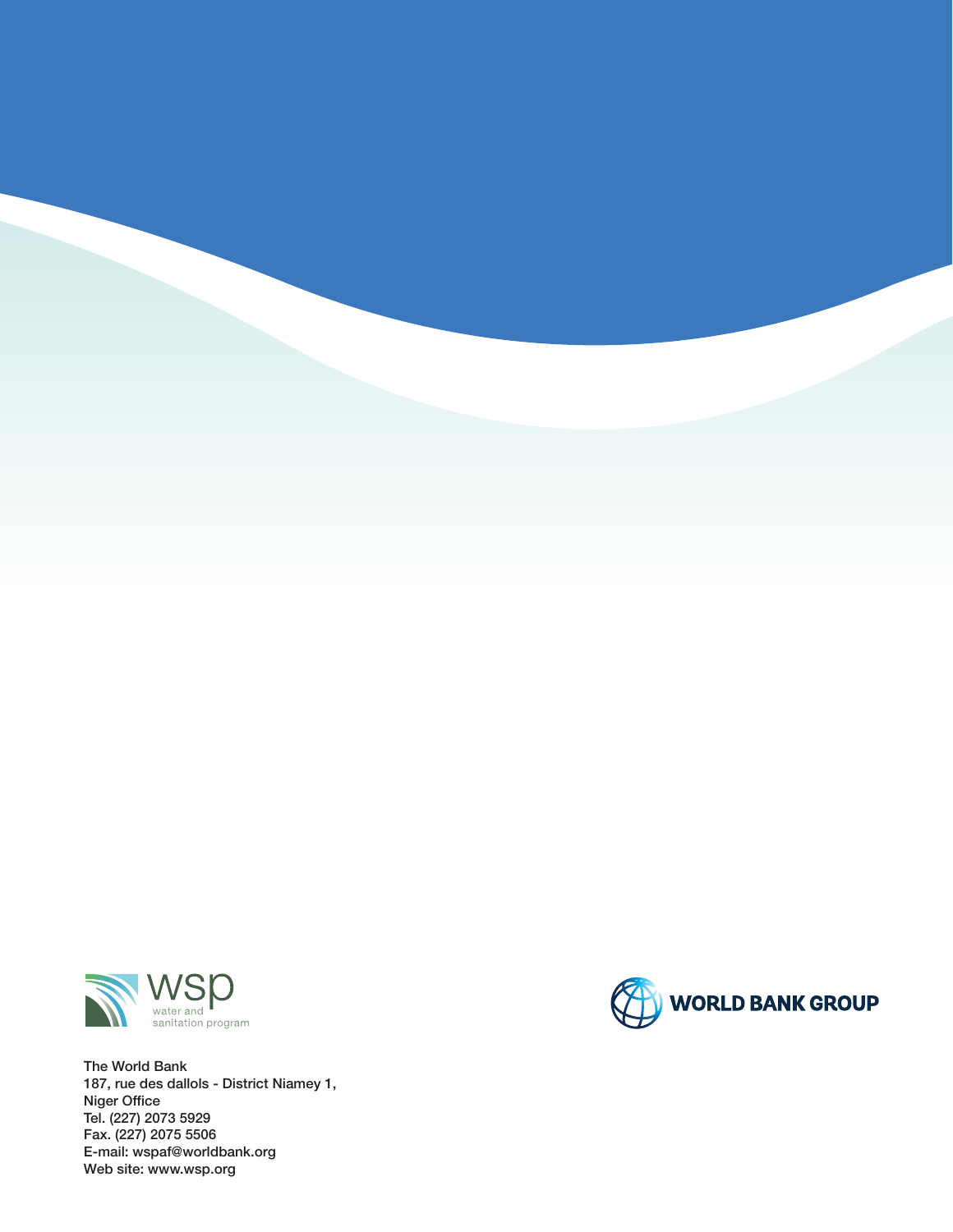wsp
water and
sanitation program

WORLD BANK GROUP

The World Bank
187, rue des dallols - District Niamey 1,
Niger Office
Tel. (227) 2073 5929
Fax. (227) 2075 5506
E-mail: wspaf@worldbank.org
Web site: www.wsp.org